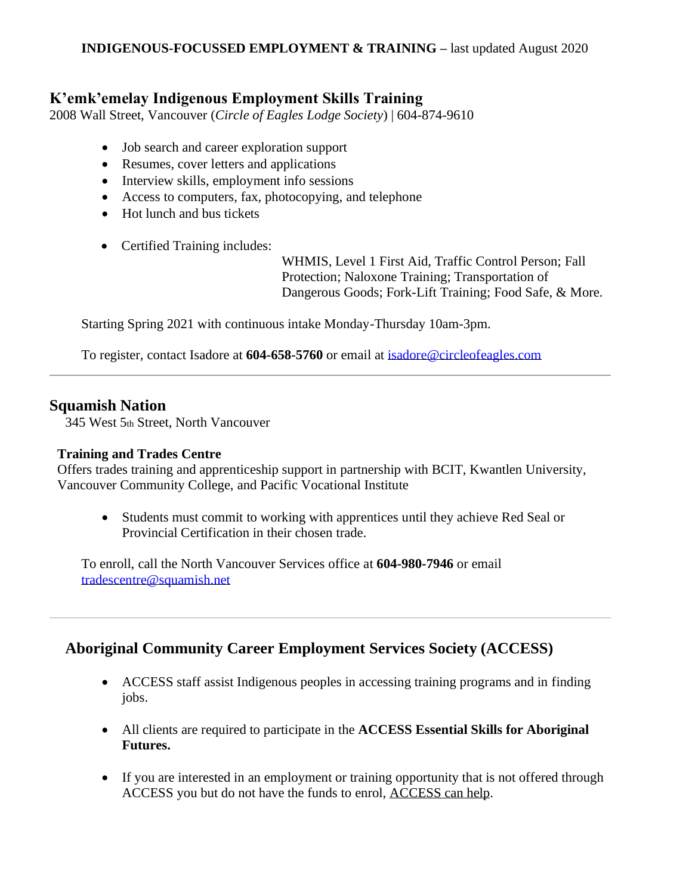**INDIGENOUS-FOCUSSED EMPLOYMENT & TRAINING –** last updated August 2020

## K'emk'emelay Indigenous Employment Skills Training

2008 Wall Street, Vancouver (*Circle of Eagles Lodge Society*) | 604-874-9610

- Job search and career exploration support
- Resumes, cover letters and applications
- Interview skills, employment info sessions
- Access to computers, fax, photocopying, and telephone
- Hot lunch and bus tickets
- Certified Training includes:

  WHMIS, Level 1 First Aid, Traffic Control Person; Fall Protection; Naloxone Training; Transportation of Dangerous Goods; Fork-Lift Training; Food Safe, & More.

Starting Spring 2021 with continuous intake Monday-Thursday 10am-3pm.

To register, contact Isadore at **604-658-5760** or email at isadore@circleofeagles.com

---

## Squamish Nation

345 West 5th Street, North Vancouver

### Training and Trades Centre

Offers trades training and apprenticeship support in partnership with BCIT, Kwantlen University, Vancouver Community College, and Pacific Vocational Institute

- Students must commit to working with apprentices until they achieve Red Seal or Provincial Certification in their chosen trade.

To enroll, call the North Vancouver Services office at **604-980-7946** or email tradescentre@squamish.net

---

## Aboriginal Community Career Employment Services Society (ACCESS)

- ACCESS staff assist Indigenous peoples in accessing training programs and in finding jobs.
- All clients are required to participate in the **ACCESS Essential Skills for Aboriginal Futures.**
- If you are interested in an employment or training opportunity that is not offered through ACCESS you but do not have the funds to enrol, ACCESS can help.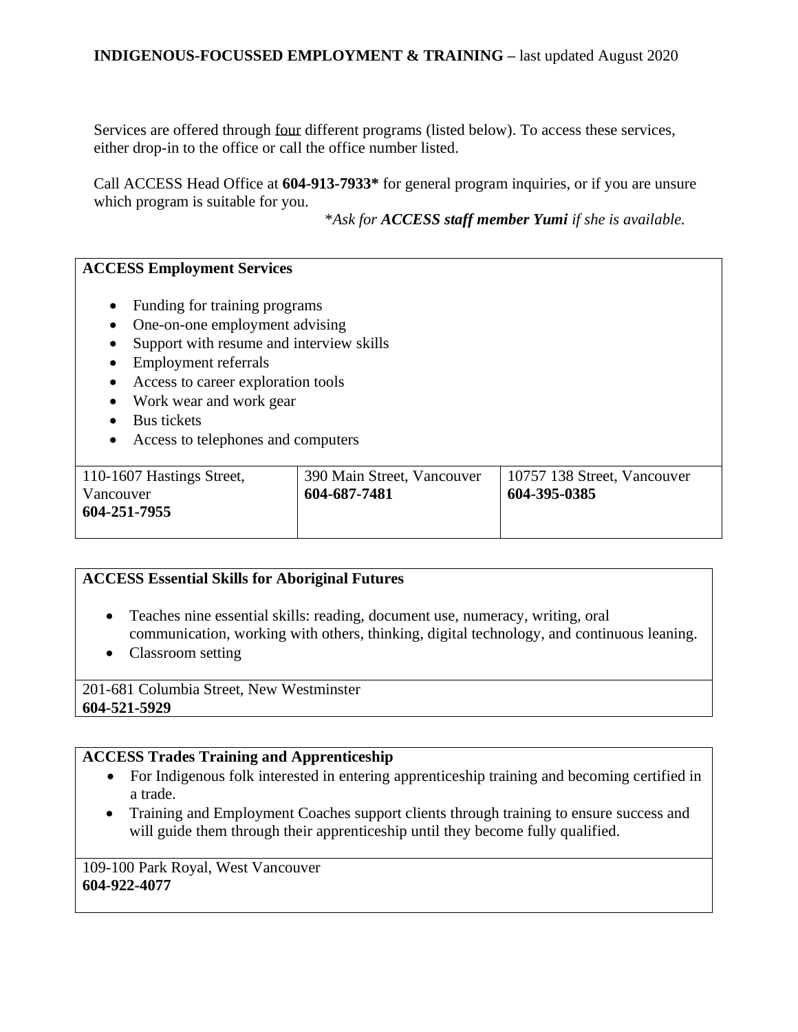**INDIGENOUS-FOCUSSED EMPLOYMENT & TRAINING –** last updated August 2020

Services are offered through four different programs (listed below). To access these services, either drop-in to the office or call the office number listed.

Call ACCESS Head Office at **604-913-7933*** for general program inquiries, or if you are unsure which program is suitable for you.

*\*Ask for **ACCESS staff member Yumi** if she is available.*

**ACCESS Employment Services**

- Funding for training programs
- One-on-one employment advising
- Support with resume and interview skills
- Employment referrals
- Access to career exploration tools
- Work wear and work gear
- Bus tickets
- Access to telephones and computers

| 110-1607 Hastings Street, Vancouver **604-251-7955** | 390 Main Street, Vancouver **604-687-7481** | 10757 138 Street, Vancouver **604-395-0385** |
|---|---|---|

**ACCESS Essential Skills for Aboriginal Futures**

- Teaches nine essential skills: reading, document use, numeracy, writing, oral communication, working with others, thinking, digital technology, and continuous leaning.
- Classroom setting

201-681 Columbia Street, New Westminster
**604-521-5929**

**ACCESS Trades Training and Apprenticeship**

- For Indigenous folk interested in entering apprenticeship training and becoming certified in a trade.
- Training and Employment Coaches support clients through training to ensure success and will guide them through their apprenticeship until they become fully qualified.

109-100 Park Royal, West Vancouver
**604-922-4077**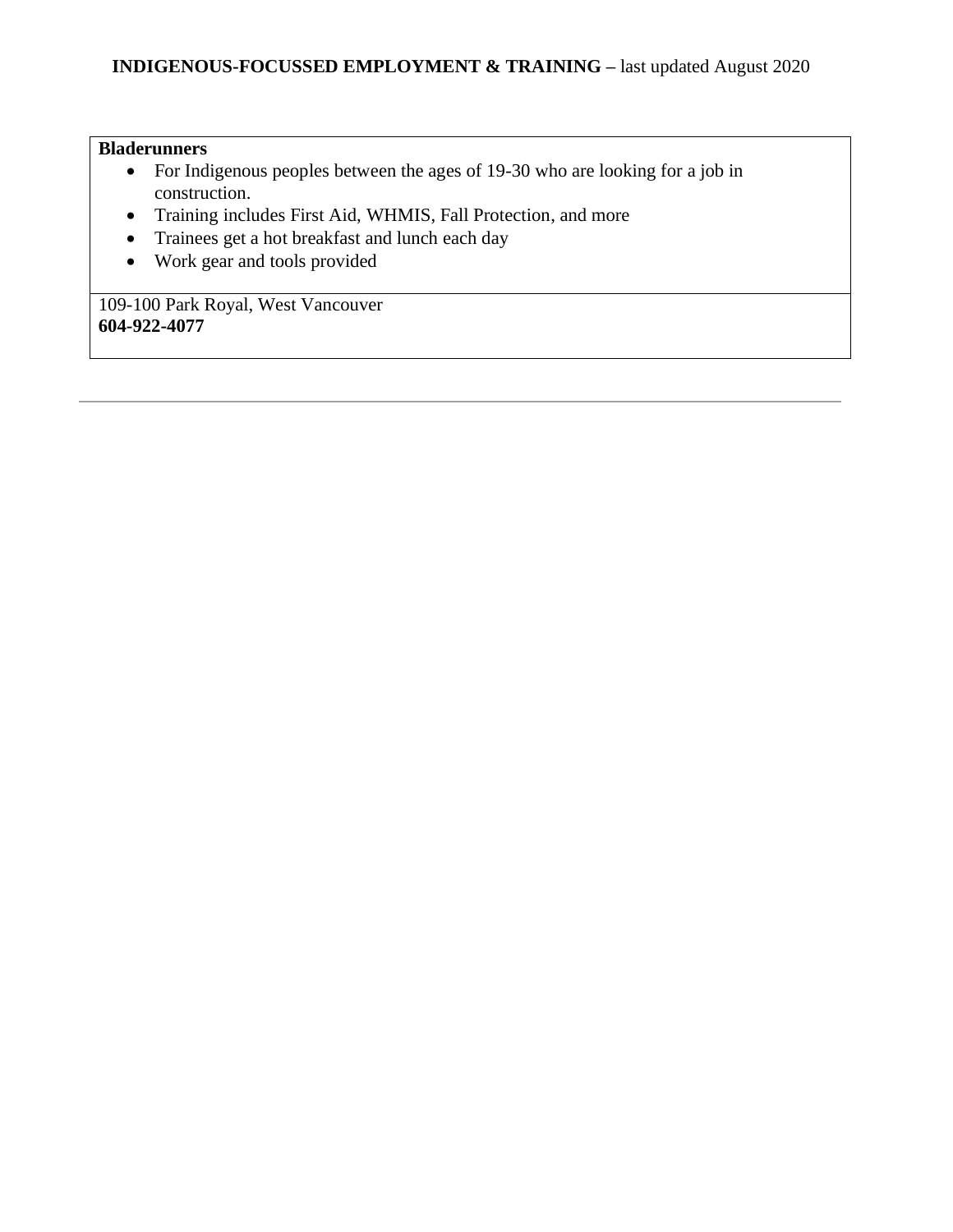**Bladerunners**

- For Indigenous peoples between the ages of 19-30 who are looking for a job in construction.
- Training includes First Aid, WHMIS, Fall Protection, and more
- Trainees get a hot breakfast and lunch each day
- Work gear and tools provided

109-100 Park Royal, West Vancouver
**604-922-4077**